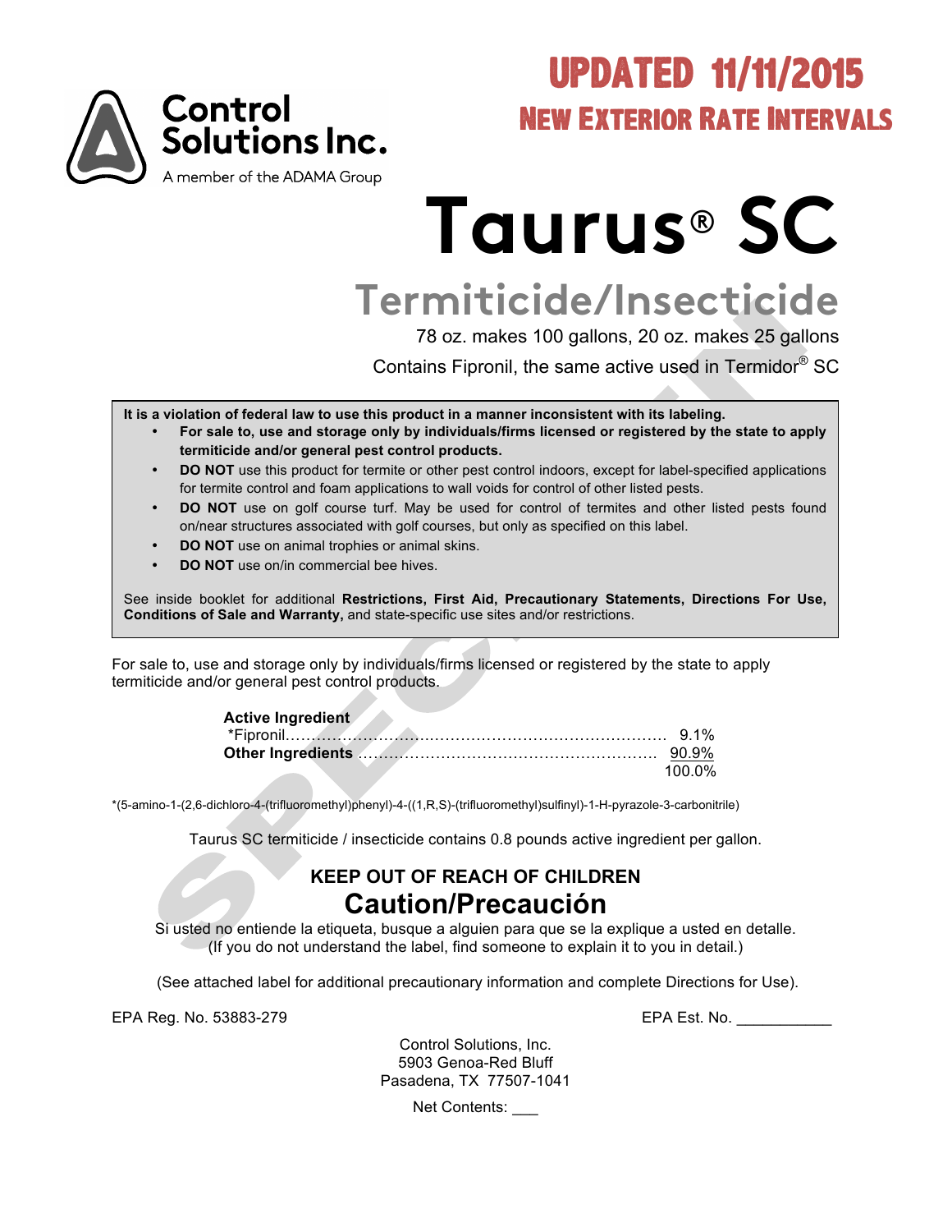Control Solutions Inc.
A member of the ADAMA Group

**UPDATED 11/11/2015**
**NEW EXTERIOR RATE INTERVALS**

# Taurus® SC

## Termiticide/Insecticide

78 oz. makes 100 gallons, 20 oz. makes 25 gallons

Contains Fipronil, the same active used in Termidor® SC

**It is a violation of federal law to use this product in a manner inconsistent with its labeling.**

- **For sale to, use and storage only by individuals/firms licensed or registered by the state to apply termiticide and/or general pest control products.**
- **DO NOT** use this product for termite or other pest control indoors, except for label-specified applications for termite control and foam applications to wall voids for control of other listed pests.
- **DO NOT** use on golf course turf. May be used for control of termites and other listed pests found on/near structures associated with golf courses, but only as specified on this label.
- **DO NOT** use on animal trophies or animal skins.
- **DO NOT** use on/in commercial bee hives.

See inside booklet for additional **Restrictions, First Aid, Precautionary Statements, Directions For Use, Conditions of Sale and Warranty,** and state-specific use sites and/or restrictions.

For sale to, use and storage only by individuals/firms licensed or registered by the state to apply termiticide and/or general pest control products.

| **Active Ingredient** | |
|---|---|
| *Fipronil | 9.1% |
| **Other Ingredients** | 90.9% |
| | 100.0% |

*(5-amino-1-(2,6-dichloro-4-(trifluoromethyl)phenyl)-4-((1,R,S)-(trifluoromethyl)sulfinyl)-1-H-pyrazole-3-carbonitrile)

Taurus SC termiticide / insecticide contains 0.8 pounds active ingredient per gallon.

**KEEP OUT OF REACH OF CHILDREN**

**Caution/Precaución**

Si usted no entiende la etiqueta, busque a alguien para que se la explique a usted en detalle.
(If you do not understand the label, find someone to explain it to you in detail.)

(See attached label for additional precautionary information and complete Directions for Use).

EPA Reg. No. 53883-279

EPA Est. No. ___________

Control Solutions, Inc.
5903 Genoa-Red Bluff
Pasadena, TX 77507-1041

Net Contents: ___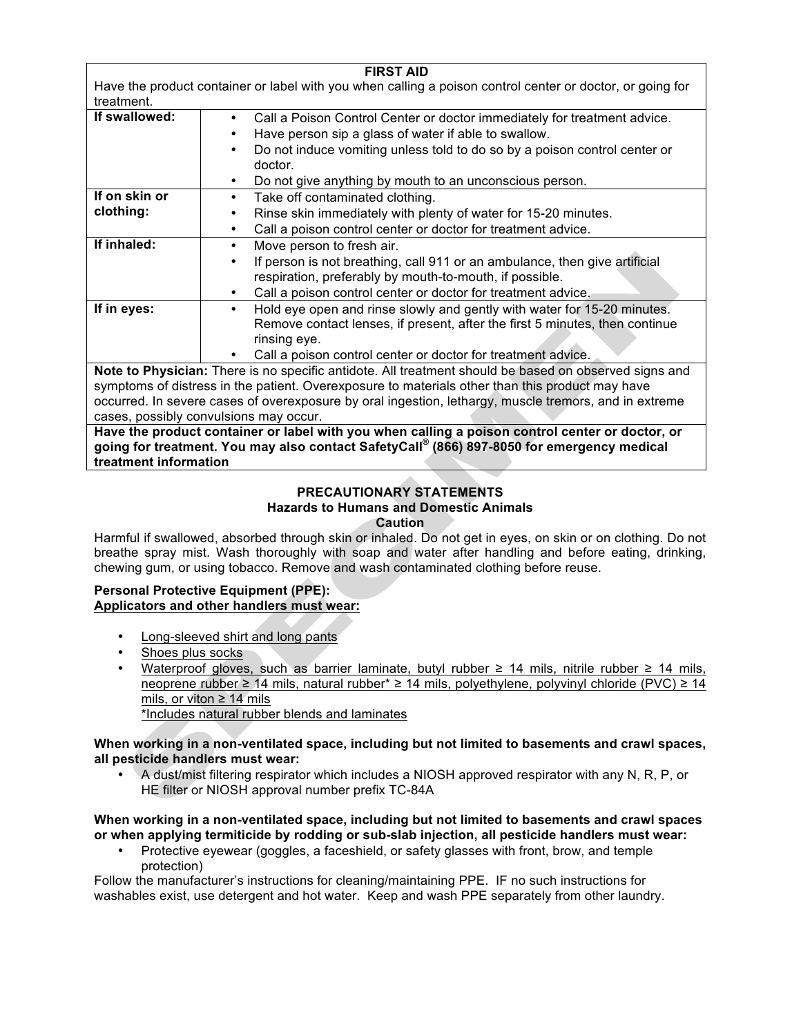| FIRST AID | |
|---|---|
| Have the product container or label with you when calling a poison control center or doctor, or going for treatment. | |
| **If swallowed:** | • Call a Poison Control Center or doctor immediately for treatment advice.<br>• Have person sip a glass of water if able to swallow.<br>• Do not induce vomiting unless told to do so by a poison control center or doctor.<br>• Do not give anything by mouth to an unconscious person. |
| **If on skin or clothing:** | • Take off contaminated clothing.<br>• Rinse skin immediately with plenty of water for 15-20 minutes.<br>• Call a poison control center or doctor for treatment advice. |
| **If inhaled:** | • Move person to fresh air.<br>• If person is not breathing, call 911 or an ambulance, then give artificial respiration, preferably by mouth-to-mouth, if possible.<br>• Call a poison control center or doctor for treatment advice. |
| **If in eyes:** | • Hold eye open and rinse slowly and gently with water for 15-20 minutes. Remove contact lenses, if present, after the first 5 minutes, then continue rinsing eye.<br>• Call a poison control center or doctor for treatment advice. |
| **Note to Physician:** There is no specific antidote. All treatment should be based on observed signs and symptoms of distress in the patient. Overexposure to materials other than this product may have occurred. In severe cases of overexposure by oral ingestion, lethargy, muscle tremors, and in extreme cases, possibly convulsions may occur. | |
| **Have the product container or label with you when calling a poison control center or doctor, or going for treatment. You may also contact SafetyCall® (866) 897-8050 for emergency medical treatment information** | |

## PRECAUTIONARY STATEMENTS

### Hazards to Humans and Domestic Animals

**Caution**

Harmful if swallowed, absorbed through skin or inhaled. Do not get in eyes, on skin or on clothing. Do not breathe spray mist. Wash thoroughly with soap and water after handling and before eating, drinking, chewing gum, or using tobacco. Remove and wash contaminated clothing before reuse.

**Personal Protective Equipment (PPE):**
**Applicators and other handlers must wear:**

- Long-sleeved shirt and long pants
- Shoes plus socks
- Waterproof gloves, such as barrier laminate, butyl rubber ≥ 14 mils, nitrile rubber ≥ 14 mils, neoprene rubber ≥ 14 mils, natural rubber* ≥ 14 mils, polyethylene, polyvinyl chloride (PVC) ≥ 14 mils, or viton ≥ 14 mils
  *Includes natural rubber blends and laminates

**When working in a non-ventilated space, including but not limited to basements and crawl spaces, all pesticide handlers must wear:**

- A dust/mist filtering respirator which includes a NIOSH approved respirator with any N, R, P, or HE filter or NIOSH approval number prefix TC-84A

**When working in a non-ventilated space, including but not limited to basements and crawl spaces or when applying termiticide by rodding or sub-slab injection, all pesticide handlers must wear:**

- Protective eyewear (goggles, a faceshield, or safety glasses with front, brow, and temple protection)

Follow the manufacturer's instructions for cleaning/maintaining PPE. IF no such instructions for washables exist, use detergent and hot water. Keep and wash PPE separately from other laundry.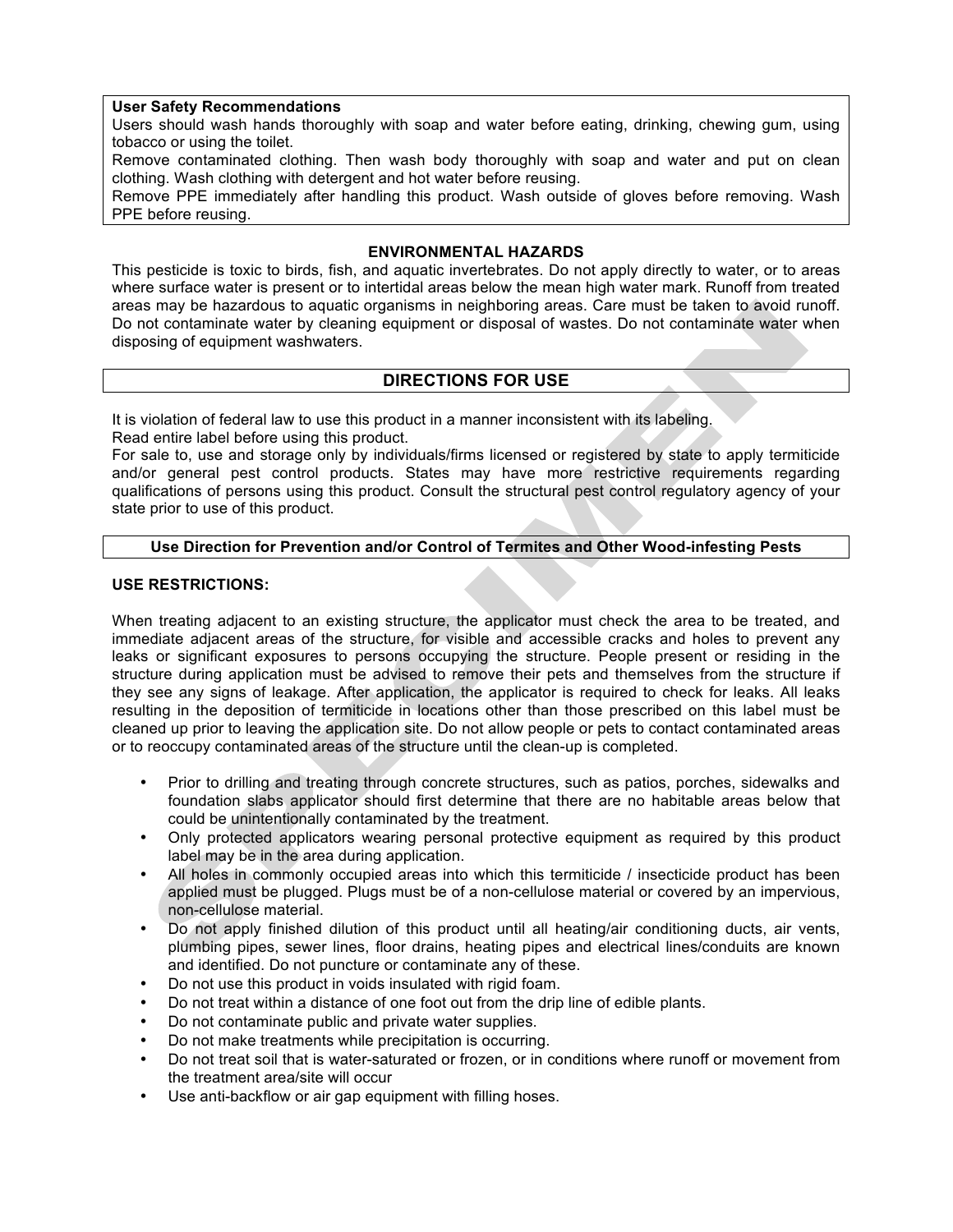**User Safety Recommendations**

Users should wash hands thoroughly with soap and water before eating, drinking, chewing gum, using tobacco or using the toilet.

Remove contaminated clothing. Then wash body thoroughly with soap and water and put on clean clothing. Wash clothing with detergent and hot water before reusing.

Remove PPE immediately after handling this product. Wash outside of gloves before removing. Wash PPE before reusing.

## ENVIRONMENTAL HAZARDS

This pesticide is toxic to birds, fish, and aquatic invertebrates. Do not apply directly to water, or to areas where surface water is present or to intertidal areas below the mean high water mark. Runoff from treated areas may be hazardous to aquatic organisms in neighboring areas. Care must be taken to avoid runoff. Do not contaminate water by cleaning equipment or disposal of wastes. Do not contaminate water when disposing of equipment washwaters.

## DIRECTIONS FOR USE

It is violation of federal law to use this product in a manner inconsistent with its labeling.

Read entire label before using this product.

For sale to, use and storage only by individuals/firms licensed or registered by state to apply termiticide and/or general pest control products. States may have more restrictive requirements regarding qualifications of persons using this product. Consult the structural pest control regulatory agency of your state prior to use of this product.

### Use Direction for Prevention and/or Control of Termites and Other Wood-infesting Pests

**USE RESTRICTIONS:**

When treating adjacent to an existing structure, the applicator must check the area to be treated, and immediate adjacent areas of the structure, for visible and accessible cracks and holes to prevent any leaks or significant exposures to persons occupying the structure. People present or residing in the structure during application must be advised to remove their pets and themselves from the structure if they see any signs of leakage. After application, the applicator is required to check for leaks. All leaks resulting in the deposition of termiticide in locations other than those prescribed on this label must be cleaned up prior to leaving the application site. Do not allow people or pets to contact contaminated areas or to reoccupy contaminated areas of the structure until the clean-up is completed.

- Prior to drilling and treating through concrete structures, such as patios, porches, sidewalks and foundation slabs applicator should first determine that there are no habitable areas below that could be unintentionally contaminated by the treatment.
- Only protected applicators wearing personal protective equipment as required by this product label may be in the area during application.
- All holes in commonly occupied areas into which this termiticide / insecticide product has been applied must be plugged. Plugs must be of a non-cellulose material or covered by an impervious, non-cellulose material.
- Do not apply finished dilution of this product until all heating/air conditioning ducts, air vents, plumbing pipes, sewer lines, floor drains, heating pipes and electrical lines/conduits are known and identified. Do not puncture or contaminate any of these.
- Do not use this product in voids insulated with rigid foam.
- Do not treat within a distance of one foot out from the drip line of edible plants.
- Do not contaminate public and private water supplies.
- Do not make treatments while precipitation is occurring.
- Do not treat soil that is water-saturated or frozen, or in conditions where runoff or movement from the treatment area/site will occur
- Use anti-backflow or air gap equipment with filling hoses.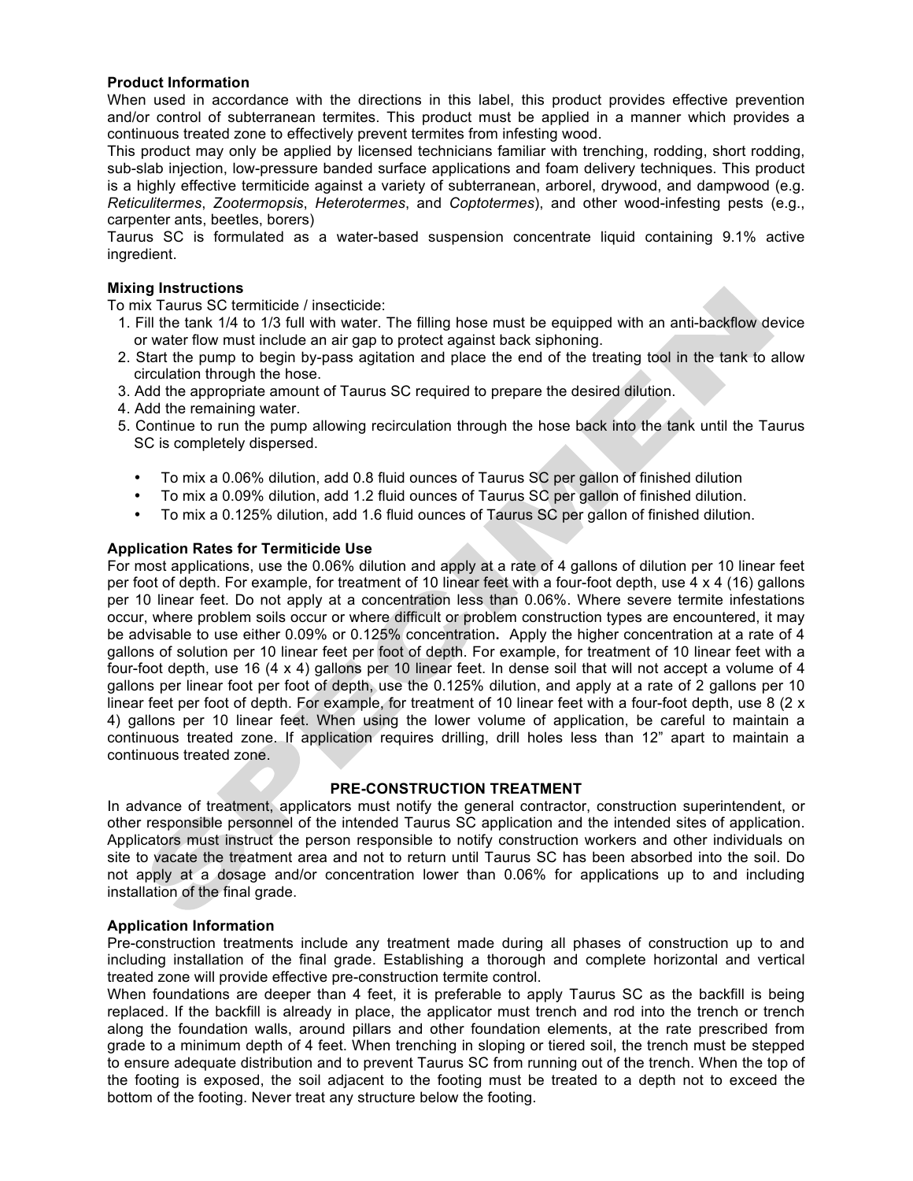**Product Information**

When used in accordance with the directions in this label, this product provides effective prevention and/or control of subterranean termites. This product must be applied in a manner which provides a continuous treated zone to effectively prevent termites from infesting wood.

This product may only be applied by licensed technicians familiar with trenching, rodding, short rodding, sub-slab injection, low-pressure banded surface applications and foam delivery techniques. This product is a highly effective termiticide against a variety of subterranean, arborel, drywood, and dampwood (e.g. *Reticulitermes*, *Zootermopsis*, *Heterotermes*, and *Coptotermes*), and other wood-infesting pests (e.g., carpenter ants, beetles, borers)

Taurus SC is formulated as a water-based suspension concentrate liquid containing 9.1% active ingredient.

**Mixing Instructions**

To mix Taurus SC termiticide / insecticide:

1. Fill the tank 1/4 to 1/3 full with water. The filling hose must be equipped with an anti-backflow device or water flow must include an air gap to protect against back siphoning.
2. Start the pump to begin by-pass agitation and place the end of the treating tool in the tank to allow circulation through the hose.
3. Add the appropriate amount of Taurus SC required to prepare the desired dilution.
4. Add the remaining water.
5. Continue to run the pump allowing recirculation through the hose back into the tank until the Taurus SC is completely dispersed.

- To mix a 0.06% dilution, add 0.8 fluid ounces of Taurus SC per gallon of finished dilution
- To mix a 0.09% dilution, add 1.2 fluid ounces of Taurus SC per gallon of finished dilution.
- To mix a 0.125% dilution, add 1.6 fluid ounces of Taurus SC per gallon of finished dilution.

**Application Rates for Termiticide Use**

For most applications, use the 0.06% dilution and apply at a rate of 4 gallons of dilution per 10 linear feet per foot of depth. For example, for treatment of 10 linear feet with a four-foot depth, use 4 x 4 (16) gallons per 10 linear feet. Do not apply at a concentration less than 0.06%. Where severe termite infestations occur, where problem soils occur or where difficult or problem construction types are encountered, it may be advisable to use either 0.09% or 0.125% concentration**.** Apply the higher concentration at a rate of 4 gallons of solution per 10 linear feet per foot of depth. For example, for treatment of 10 linear feet with a four-foot depth, use 16 (4 x 4) gallons per 10 linear feet. In dense soil that will not accept a volume of 4 gallons per linear foot per foot of depth, use the 0.125% dilution, and apply at a rate of 2 gallons per 10 linear feet per foot of depth. For example, for treatment of 10 linear feet with a four-foot depth, use 8 (2 x 4) gallons per 10 linear feet. When using the lower volume of application, be careful to maintain a continuous treated zone. If application requires drilling, drill holes less than 12" apart to maintain a continuous treated zone.

## PRE-CONSTRUCTION TREATMENT

In advance of treatment, applicators must notify the general contractor, construction superintendent, or other responsible personnel of the intended Taurus SC application and the intended sites of application. Applicators must instruct the person responsible to notify construction workers and other individuals on site to vacate the treatment area and not to return until Taurus SC has been absorbed into the soil. Do not apply at a dosage and/or concentration lower than 0.06% for applications up to and including installation of the final grade.

**Application Information**

Pre-construction treatments include any treatment made during all phases of construction up to and including installation of the final grade. Establishing a thorough and complete horizontal and vertical treated zone will provide effective pre-construction termite control.

When foundations are deeper than 4 feet, it is preferable to apply Taurus SC as the backfill is being replaced. If the backfill is already in place, the applicator must trench and rod into the trench or trench along the foundation walls, around pillars and other foundation elements, at the rate prescribed from grade to a minimum depth of 4 feet. When trenching in sloping or tiered soil, the trench must be stepped to ensure adequate distribution and to prevent Taurus SC from running out of the trench. When the top of the footing is exposed, the soil adjacent to the footing must be treated to a depth not to exceed the bottom of the footing. Never treat any structure below the footing.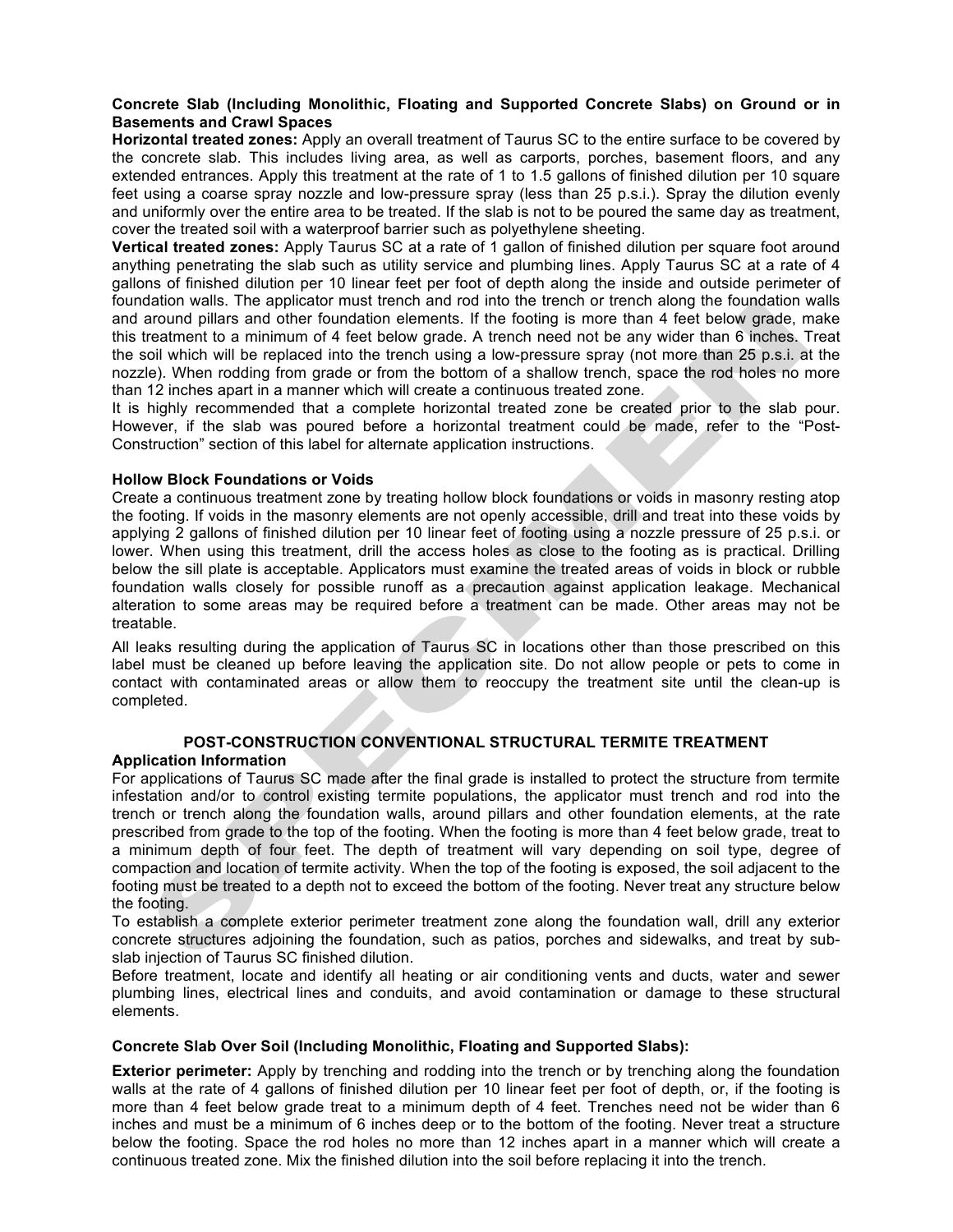**Concrete Slab (Including Monolithic, Floating and Supported Concrete Slabs) on Ground or in Basements and Crawl Spaces**

**Horizontal treated zones:** Apply an overall treatment of Taurus SC to the entire surface to be covered by the concrete slab. This includes living area, as well as carports, porches, basement floors, and any extended entrances. Apply this treatment at the rate of 1 to 1.5 gallons of finished dilution per 10 square feet using a coarse spray nozzle and low-pressure spray (less than 25 p.s.i.). Spray the dilution evenly and uniformly over the entire area to be treated. If the slab is not to be poured the same day as treatment, cover the treated soil with a waterproof barrier such as polyethylene sheeting.

**Vertical treated zones:** Apply Taurus SC at a rate of 1 gallon of finished dilution per square foot around anything penetrating the slab such as utility service and plumbing lines. Apply Taurus SC at a rate of 4 gallons of finished dilution per 10 linear feet per foot of depth along the inside and outside perimeter of foundation walls. The applicator must trench and rod into the trench or trench along the foundation walls and around pillars and other foundation elements. If the footing is more than 4 feet below grade, make this treatment to a minimum of 4 feet below grade. A trench need not be any wider than 6 inches. Treat the soil which will be replaced into the trench using a low-pressure spray (not more than 25 p.s.i. at the nozzle). When rodding from grade or from the bottom of a shallow trench, space the rod holes no more than 12 inches apart in a manner which will create a continuous treated zone.

It is highly recommended that a complete horizontal treated zone be created prior to the slab pour. However, if the slab was poured before a horizontal treatment could be made, refer to the "Post-Construction" section of this label for alternate application instructions.

**Hollow Block Foundations or Voids**

Create a continuous treatment zone by treating hollow block foundations or voids in masonry resting atop the footing. If voids in the masonry elements are not openly accessible, drill and treat into these voids by applying 2 gallons of finished dilution per 10 linear feet of footing using a nozzle pressure of 25 p.s.i. or lower. When using this treatment, drill the access holes as close to the footing as is practical. Drilling below the sill plate is acceptable. Applicators must examine the treated areas of voids in block or rubble foundation walls closely for possible runoff as a precaution against application leakage. Mechanical alteration to some areas may be required before a treatment can be made. Other areas may not be treatable.

All leaks resulting during the application of Taurus SC in locations other than those prescribed on this label must be cleaned up before leaving the application site. Do not allow people or pets to come in contact with contaminated areas or allow them to reoccupy the treatment site until the clean-up is completed.

## POST-CONSTRUCTION CONVENTIONAL STRUCTURAL TERMITE TREATMENT

**Application Information**

For applications of Taurus SC made after the final grade is installed to protect the structure from termite infestation and/or to control existing termite populations, the applicator must trench and rod into the trench or trench along the foundation walls, around pillars and other foundation elements, at the rate prescribed from grade to the top of the footing. When the footing is more than 4 feet below grade, treat to a minimum depth of four feet. The depth of treatment will vary depending on soil type, degree of compaction and location of termite activity. When the top of the footing is exposed, the soil adjacent to the footing must be treated to a depth not to exceed the bottom of the footing. Never treat any structure below the footing.

To establish a complete exterior perimeter treatment zone along the foundation wall, drill any exterior concrete structures adjoining the foundation, such as patios, porches and sidewalks, and treat by sub-slab injection of Taurus SC finished dilution.

Before treatment, locate and identify all heating or air conditioning vents and ducts, water and sewer plumbing lines, electrical lines and conduits, and avoid contamination or damage to these structural elements.

**Concrete Slab Over Soil (Including Monolithic, Floating and Supported Slabs):**

**Exterior perimeter:** Apply by trenching and rodding into the trench or by trenching along the foundation walls at the rate of 4 gallons of finished dilution per 10 linear feet per foot of depth, or, if the footing is more than 4 feet below grade treat to a minimum depth of 4 feet. Trenches need not be wider than 6 inches and must be a minimum of 6 inches deep or to the bottom of the footing. Never treat a structure below the footing. Space the rod holes no more than 12 inches apart in a manner which will create a continuous treated zone. Mix the finished dilution into the soil before replacing it into the trench.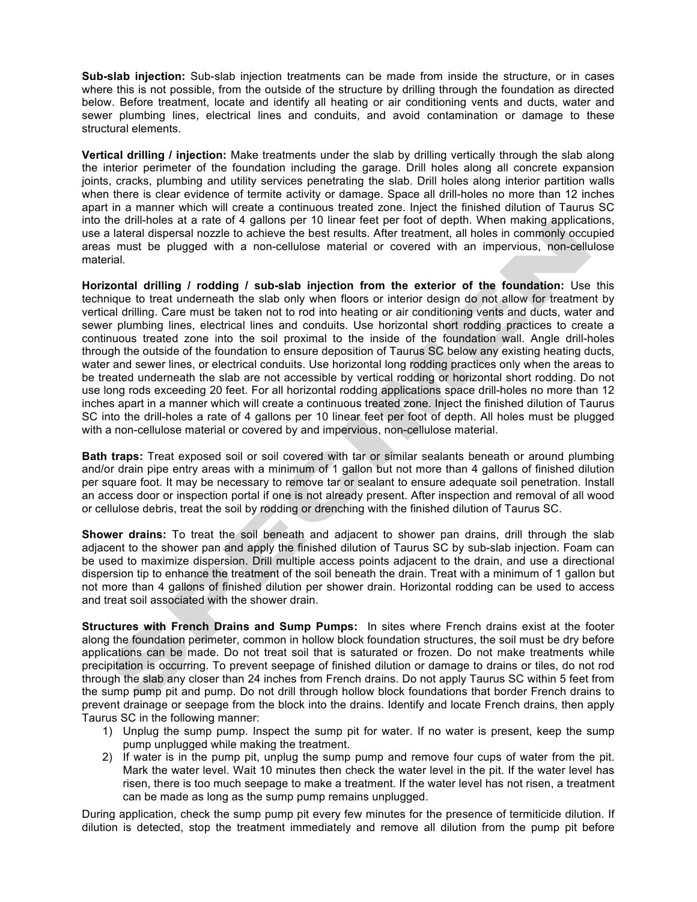**Sub-slab injection:** Sub-slab injection treatments can be made from inside the structure, or in cases where this is not possible, from the outside of the structure by drilling through the foundation as directed below. Before treatment, locate and identify all heating or air conditioning vents and ducts, water and sewer plumbing lines, electrical lines and conduits, and avoid contamination or damage to these structural elements.

**Vertical drilling / injection:** Make treatments under the slab by drilling vertically through the slab along the interior perimeter of the foundation including the garage. Drill holes along all concrete expansion joints, cracks, plumbing and utility services penetrating the slab. Drill holes along interior partition walls when there is clear evidence of termite activity or damage. Space all drill-holes no more than 12 inches apart in a manner which will create a continuous treated zone. Inject the finished dilution of Taurus SC into the drill-holes at a rate of 4 gallons per 10 linear feet per foot of depth. When making applications, use a lateral dispersal nozzle to achieve the best results. After treatment, all holes in commonly occupied areas must be plugged with a non-cellulose material or covered with an impervious, non-cellulose material.

**Horizontal drilling / rodding / sub-slab injection from the exterior of the foundation:** Use this technique to treat underneath the slab only when floors or interior design do not allow for treatment by vertical drilling. Care must be taken not to rod into heating or air conditioning vents and ducts, water and sewer plumbing lines, electrical lines and conduits. Use horizontal short rodding practices to create a continuous treated zone into the soil proximal to the inside of the foundation wall. Angle drill-holes through the outside of the foundation to ensure deposition of Taurus SC below any existing heating ducts, water and sewer lines, or electrical conduits. Use horizontal long rodding practices only when the areas to be treated underneath the slab are not accessible by vertical rodding or horizontal short rodding. Do not use long rods exceeding 20 feet. For all horizontal rodding applications space drill-holes no more than 12 inches apart in a manner which will create a continuous treated zone. Inject the finished dilution of Taurus SC into the drill-holes a rate of 4 gallons per 10 linear feet per foot of depth. All holes must be plugged with a non-cellulose material or covered by and impervious, non-cellulose material.

**Bath traps:** Treat exposed soil or soil covered with tar or similar sealants beneath or around plumbing and/or drain pipe entry areas with a minimum of 1 gallon but not more than 4 gallons of finished dilution per square foot. It may be necessary to remove tar or sealant to ensure adequate soil penetration. Install an access door or inspection portal if one is not already present. After inspection and removal of all wood or cellulose debris, treat the soil by rodding or drenching with the finished dilution of Taurus SC.

**Shower drains:** To treat the soil beneath and adjacent to shower pan drains, drill through the slab adjacent to the shower pan and apply the finished dilution of Taurus SC by sub-slab injection. Foam can be used to maximize dispersion. Drill multiple access points adjacent to the drain, and use a directional dispersion tip to enhance the treatment of the soil beneath the drain. Treat with a minimum of 1 gallon but not more than 4 gallons of finished dilution per shower drain. Horizontal rodding can be used to access and treat soil associated with the shower drain.

**Structures with French Drains and Sump Pumps:** In sites where French drains exist at the footer along the foundation perimeter, common in hollow block foundation structures, the soil must be dry before applications can be made. Do not treat soil that is saturated or frozen. Do not make treatments while precipitation is occurring. To prevent seepage of finished dilution or damage to drains or tiles, do not rod through the slab any closer than 24 inches from French drains. Do not apply Taurus SC within 5 feet from the sump pump pit and pump. Do not drill through hollow block foundations that border French drains to prevent drainage or seepage from the block into the drains. Identify and locate French drains, then apply Taurus SC in the following manner:

1) Unplug the sump pump. Inspect the sump pit for water. If no water is present, keep the sump pump unplugged while making the treatment.
2) If water is in the pump pit, unplug the sump pump and remove four cups of water from the pit. Mark the water level. Wait 10 minutes then check the water level in the pit. If the water level has risen, there is too much seepage to make a treatment. If the water level has not risen, a treatment can be made as long as the sump pump remains unplugged.

During application, check the sump pump pit every few minutes for the presence of termiticide dilution. If dilution is detected, stop the treatment immediately and remove all dilution from the pump pit before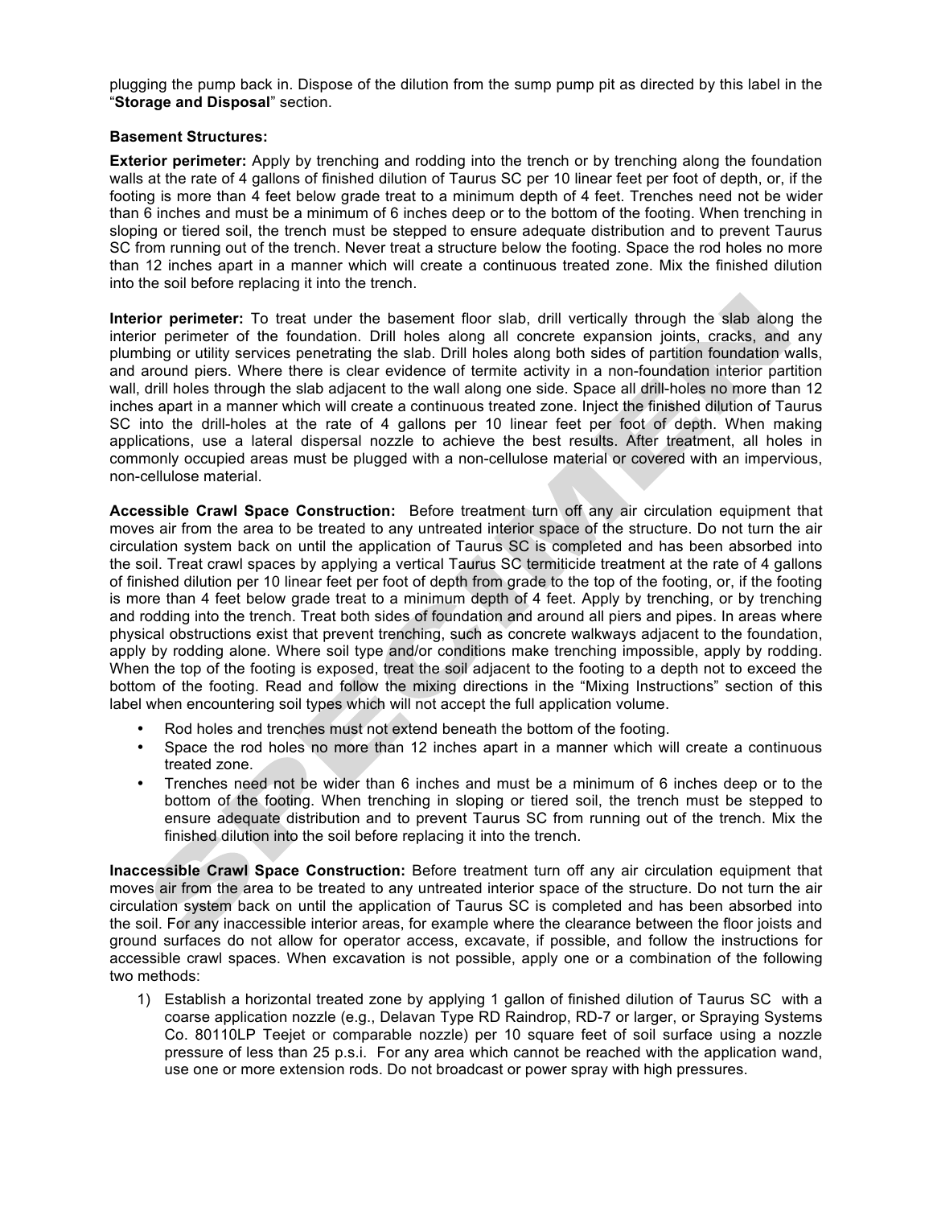plugging the pump back in. Dispose of the dilution from the sump pump pit as directed by this label in the "**Storage and Disposal**" section.

**Basement Structures:**

**Exterior perimeter:** Apply by trenching and rodding into the trench or by trenching along the foundation walls at the rate of 4 gallons of finished dilution of Taurus SC per 10 linear feet per foot of depth, or, if the footing is more than 4 feet below grade treat to a minimum depth of 4 feet. Trenches need not be wider than 6 inches and must be a minimum of 6 inches deep or to the bottom of the footing. When trenching in sloping or tiered soil, the trench must be stepped to ensure adequate distribution and to prevent Taurus SC from running out of the trench. Never treat a structure below the footing. Space the rod holes no more than 12 inches apart in a manner which will create a continuous treated zone. Mix the finished dilution into the soil before replacing it into the trench.

**Interior perimeter:** To treat under the basement floor slab, drill vertically through the slab along the interior perimeter of the foundation. Drill holes along all concrete expansion joints, cracks, and any plumbing or utility services penetrating the slab. Drill holes along both sides of partition foundation walls, and around piers. Where there is clear evidence of termite activity in a non-foundation interior partition wall, drill holes through the slab adjacent to the wall along one side. Space all drill-holes no more than 12 inches apart in a manner which will create a continuous treated zone. Inject the finished dilution of Taurus SC into the drill-holes at the rate of 4 gallons per 10 linear feet per foot of depth. When making applications, use a lateral dispersal nozzle to achieve the best results. After treatment, all holes in commonly occupied areas must be plugged with a non-cellulose material or covered with an impervious, non-cellulose material.

**Accessible Crawl Space Construction:** Before treatment turn off any air circulation equipment that moves air from the area to be treated to any untreated interior space of the structure. Do not turn the air circulation system back on until the application of Taurus SC is completed and has been absorbed into the soil. Treat crawl spaces by applying a vertical Taurus SC termiticide treatment at the rate of 4 gallons of finished dilution per 10 linear feet per foot of depth from grade to the top of the footing, or, if the footing is more than 4 feet below grade treat to a minimum depth of 4 feet. Apply by trenching, or by trenching and rodding into the trench. Treat both sides of foundation and around all piers and pipes. In areas where physical obstructions exist that prevent trenching, such as concrete walkways adjacent to the foundation, apply by rodding alone. Where soil type and/or conditions make trenching impossible, apply by rodding. When the top of the footing is exposed, treat the soil adjacent to the footing to a depth not to exceed the bottom of the footing. Read and follow the mixing directions in the "Mixing Instructions" section of this label when encountering soil types which will not accept the full application volume.

- Rod holes and trenches must not extend beneath the bottom of the footing.
- Space the rod holes no more than 12 inches apart in a manner which will create a continuous treated zone.
- Trenches need not be wider than 6 inches and must be a minimum of 6 inches deep or to the bottom of the footing. When trenching in sloping or tiered soil, the trench must be stepped to ensure adequate distribution and to prevent Taurus SC from running out of the trench. Mix the finished dilution into the soil before replacing it into the trench.

**Inaccessible Crawl Space Construction:** Before treatment turn off any air circulation equipment that moves air from the area to be treated to any untreated interior space of the structure. Do not turn the air circulation system back on until the application of Taurus SC is completed and has been absorbed into the soil. For any inaccessible interior areas, for example where the clearance between the floor joists and ground surfaces do not allow for operator access, excavate, if possible, and follow the instructions for accessible crawl spaces. When excavation is not possible, apply one or a combination of the following two methods:

1) Establish a horizontal treated zone by applying 1 gallon of finished dilution of Taurus SC with a coarse application nozzle (e.g., Delavan Type RD Raindrop, RD-7 or larger, or Spraying Systems Co. 80110LP Teejet or comparable nozzle) per 10 square feet of soil surface using a nozzle pressure of less than 25 p.s.i. For any area which cannot be reached with the application wand, use one or more extension rods. Do not broadcast or power spray with high pressures.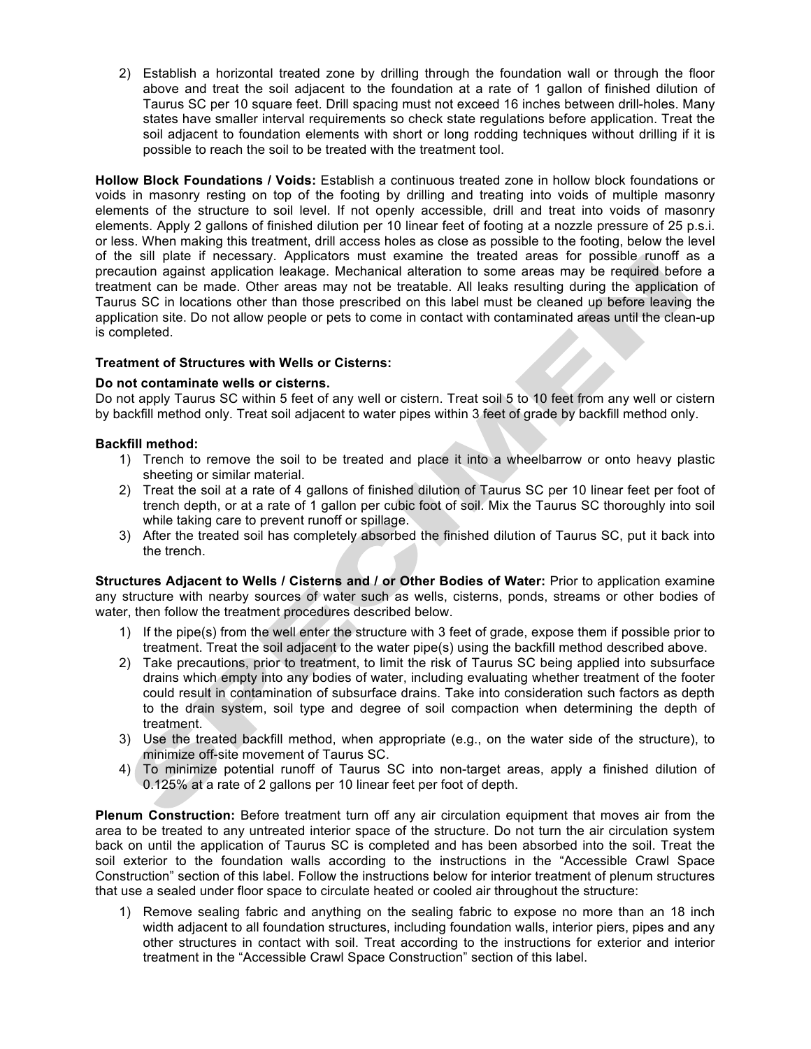2) Establish a horizontal treated zone by drilling through the foundation wall or through the floor above and treat the soil adjacent to the foundation at a rate of 1 gallon of finished dilution of Taurus SC per 10 square feet. Drill spacing must not exceed 16 inches between drill-holes. Many states have smaller interval requirements so check state regulations before application. Treat the soil adjacent to foundation elements with short or long rodding techniques without drilling if it is possible to reach the soil to be treated with the treatment tool.

**Hollow Block Foundations / Voids:** Establish a continuous treated zone in hollow block foundations or voids in masonry resting on top of the footing by drilling and treating into voids of multiple masonry elements of the structure to soil level. If not openly accessible, drill and treat into voids of masonry elements. Apply 2 gallons of finished dilution per 10 linear feet of footing at a nozzle pressure of 25 p.s.i. or less. When making this treatment, drill access holes as close as possible to the footing, below the level of the sill plate if necessary. Applicators must examine the treated areas for possible runoff as a precaution against application leakage. Mechanical alteration to some areas may be required before a treatment can be made. Other areas may not be treatable. All leaks resulting during the application of Taurus SC in locations other than those prescribed on this label must be cleaned up before leaving the application site. Do not allow people or pets to come in contact with contaminated areas until the clean-up is completed.

**Treatment of Structures with Wells or Cisterns:**

**Do not contaminate wells or cisterns.**

Do not apply Taurus SC within 5 feet of any well or cistern. Treat soil 5 to 10 feet from any well or cistern by backfill method only. Treat soil adjacent to water pipes within 3 feet of grade by backfill method only.

**Backfill method:**

1) Trench to remove the soil to be treated and place it into a wheelbarrow or onto heavy plastic sheeting or similar material.
2) Treat the soil at a rate of 4 gallons of finished dilution of Taurus SC per 10 linear feet per foot of trench depth, or at a rate of 1 gallon per cubic foot of soil. Mix the Taurus SC thoroughly into soil while taking care to prevent runoff or spillage.
3) After the treated soil has completely absorbed the finished dilution of Taurus SC, put it back into the trench.

**Structures Adjacent to Wells / Cisterns and / or Other Bodies of Water:** Prior to application examine any structure with nearby sources of water such as wells, cisterns, ponds, streams or other bodies of water, then follow the treatment procedures described below.

1) If the pipe(s) from the well enter the structure with 3 feet of grade, expose them if possible prior to treatment. Treat the soil adjacent to the water pipe(s) using the backfill method described above.
2) Take precautions, prior to treatment, to limit the risk of Taurus SC being applied into subsurface drains which empty into any bodies of water, including evaluating whether treatment of the footer could result in contamination of subsurface drains. Take into consideration such factors as depth to the drain system, soil type and degree of soil compaction when determining the depth of treatment.
3) Use the treated backfill method, when appropriate (e.g., on the water side of the structure), to minimize off-site movement of Taurus SC.
4) To minimize potential runoff of Taurus SC into non-target areas, apply a finished dilution of 0.125% at a rate of 2 gallons per 10 linear feet per foot of depth.

**Plenum Construction:** Before treatment turn off any air circulation equipment that moves air from the area to be treated to any untreated interior space of the structure. Do not turn the air circulation system back on until the application of Taurus SC is completed and has been absorbed into the soil. Treat the soil exterior to the foundation walls according to the instructions in the "Accessible Crawl Space Construction" section of this label. Follow the instructions below for interior treatment of plenum structures that use a sealed under floor space to circulate heated or cooled air throughout the structure:

1) Remove sealing fabric and anything on the sealing fabric to expose no more than an 18 inch width adjacent to all foundation structures, including foundation walls, interior piers, pipes and any other structures in contact with soil. Treat according to the instructions for exterior and interior treatment in the "Accessible Crawl Space Construction" section of this label.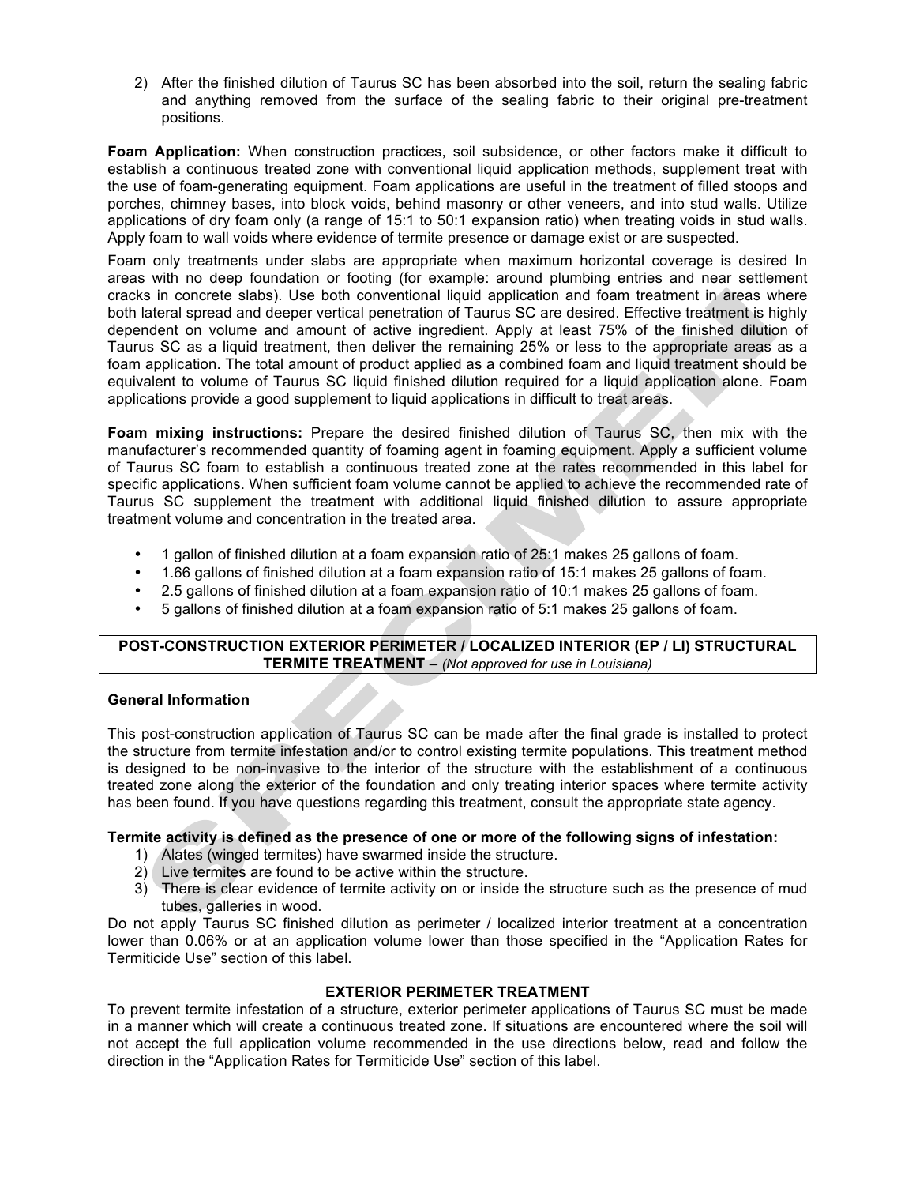2) After the finished dilution of Taurus SC has been absorbed into the soil, return the sealing fabric and anything removed from the surface of the sealing fabric to their original pre-treatment positions.

**Foam Application:** When construction practices, soil subsidence, or other factors make it difficult to establish a continuous treated zone with conventional liquid application methods, supplement treat with the use of foam-generating equipment. Foam applications are useful in the treatment of filled stoops and porches, chimney bases, into block voids, behind masonry or other veneers, and into stud walls. Utilize applications of dry foam only (a range of 15:1 to 50:1 expansion ratio) when treating voids in stud walls. Apply foam to wall voids where evidence of termite presence or damage exist or are suspected.

Foam only treatments under slabs are appropriate when maximum horizontal coverage is desired In areas with no deep foundation or footing (for example: around plumbing entries and near settlement cracks in concrete slabs). Use both conventional liquid application and foam treatment in areas where both lateral spread and deeper vertical penetration of Taurus SC are desired. Effective treatment is highly dependent on volume and amount of active ingredient. Apply at least 75% of the finished dilution of Taurus SC as a liquid treatment, then deliver the remaining 25% or less to the appropriate areas as a foam application. The total amount of product applied as a combined foam and liquid treatment should be equivalent to volume of Taurus SC liquid finished dilution required for a liquid application alone. Foam applications provide a good supplement to liquid applications in difficult to treat areas.

**Foam mixing instructions:** Prepare the desired finished dilution of Taurus SC, then mix with the manufacturer's recommended quantity of foaming agent in foaming equipment. Apply a sufficient volume of Taurus SC foam to establish a continuous treated zone at the rates recommended in this label for specific applications. When sufficient foam volume cannot be applied to achieve the recommended rate of Taurus SC supplement the treatment with additional liquid finished dilution to assure appropriate treatment volume and concentration in the treated area.

- 1 gallon of finished dilution at a foam expansion ratio of 25:1 makes 25 gallons of foam.
- 1.66 gallons of finished dilution at a foam expansion ratio of 15:1 makes 25 gallons of foam.
- 2.5 gallons of finished dilution at a foam expansion ratio of 10:1 makes 25 gallons of foam.
- 5 gallons of finished dilution at a foam expansion ratio of 5:1 makes 25 gallons of foam.

## POST-CONSTRUCTION EXTERIOR PERIMETER / LOCALIZED INTERIOR (EP / LI) STRUCTURAL TERMITE TREATMENT – *(Not approved for use in Louisiana)*

### General Information

This post-construction application of Taurus SC can be made after the final grade is installed to protect the structure from termite infestation and/or to control existing termite populations. This treatment method is designed to be non-invasive to the interior of the structure with the establishment of a continuous treated zone along the exterior of the foundation and only treating interior spaces where termite activity has been found. If you have questions regarding this treatment, consult the appropriate state agency.

**Termite activity is defined as the presence of one or more of the following signs of infestation:**

1) Alates (winged termites) have swarmed inside the structure.
2) Live termites are found to be active within the structure.
3) There is clear evidence of termite activity on or inside the structure such as the presence of mud tubes, galleries in wood.

Do not apply Taurus SC finished dilution as perimeter / localized interior treatment at a concentration lower than 0.06% or at an application volume lower than those specified in the "Application Rates for Termiticide Use" section of this label.

### EXTERIOR PERIMETER TREATMENT

To prevent termite infestation of a structure, exterior perimeter applications of Taurus SC must be made in a manner which will create a continuous treated zone. If situations are encountered where the soil will not accept the full application volume recommended in the use directions below, read and follow the direction in the "Application Rates for Termiticide Use" section of this label.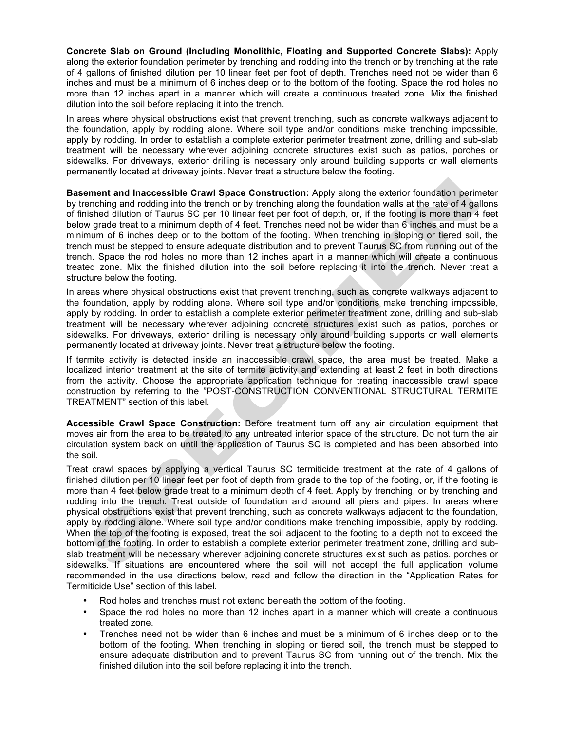**Concrete Slab on Ground (Including Monolithic, Floating and Supported Concrete Slabs):** Apply along the exterior foundation perimeter by trenching and rodding into the trench or by trenching at the rate of 4 gallons of finished dilution per 10 linear feet per foot of depth. Trenches need not be wider than 6 inches and must be a minimum of 6 inches deep or to the bottom of the footing. Space the rod holes no more than 12 inches apart in a manner which will create a continuous treated zone. Mix the finished dilution into the soil before replacing it into the trench.

In areas where physical obstructions exist that prevent trenching, such as concrete walkways adjacent to the foundation, apply by rodding alone. Where soil type and/or conditions make trenching impossible, apply by rodding. In order to establish a complete exterior perimeter treatment zone, drilling and sub-slab treatment will be necessary wherever adjoining concrete structures exist such as patios, porches or sidewalks. For driveways, exterior drilling is necessary only around building supports or wall elements permanently located at driveway joints. Never treat a structure below the footing.

**Basement and Inaccessible Crawl Space Construction:** Apply along the exterior foundation perimeter by trenching and rodding into the trench or by trenching along the foundation walls at the rate of 4 gallons of finished dilution of Taurus SC per 10 linear feet per foot of depth, or, if the footing is more than 4 feet below grade treat to a minimum depth of 4 feet. Trenches need not be wider than 6 inches and must be a minimum of 6 inches deep or to the bottom of the footing. When trenching in sloping or tiered soil, the trench must be stepped to ensure adequate distribution and to prevent Taurus SC from running out of the trench. Space the rod holes no more than 12 inches apart in a manner which will create a continuous treated zone. Mix the finished dilution into the soil before replacing it into the trench. Never treat a structure below the footing.

In areas where physical obstructions exist that prevent trenching, such as concrete walkways adjacent to the foundation, apply by rodding alone. Where soil type and/or conditions make trenching impossible, apply by rodding. In order to establish a complete exterior perimeter treatment zone, drilling and sub-slab treatment will be necessary wherever adjoining concrete structures exist such as patios, porches or sidewalks. For driveways, exterior drilling is necessary only around building supports or wall elements permanently located at driveway joints. Never treat a structure below the footing.

If termite activity is detected inside an inaccessible crawl space, the area must be treated. Make a localized interior treatment at the site of termite activity and extending at least 2 feet in both directions from the activity. Choose the appropriate application technique for treating inaccessible crawl space construction by referring to the "POST-CONSTRUCTION CONVENTIONAL STRUCTURAL TERMITE TREATMENT" section of this label.

**Accessible Crawl Space Construction:** Before treatment turn off any air circulation equipment that moves air from the area to be treated to any untreated interior space of the structure. Do not turn the air circulation system back on until the application of Taurus SC is completed and has been absorbed into the soil.

Treat crawl spaces by applying a vertical Taurus SC termiticide treatment at the rate of 4 gallons of finished dilution per 10 linear feet per foot of depth from grade to the top of the footing, or, if the footing is more than 4 feet below grade treat to a minimum depth of 4 feet. Apply by trenching, or by trenching and rodding into the trench. Treat outside of foundation and around all piers and pipes. In areas where physical obstructions exist that prevent trenching, such as concrete walkways adjacent to the foundation, apply by rodding alone. Where soil type and/or conditions make trenching impossible, apply by rodding. When the top of the footing is exposed, treat the soil adjacent to the footing to a depth not to exceed the bottom of the footing. In order to establish a complete exterior perimeter treatment zone, drilling and sub-slab treatment will be necessary wherever adjoining concrete structures exist such as patios, porches or sidewalks. If situations are encountered where the soil will not accept the full application volume recommended in the use directions below, read and follow the direction in the "Application Rates for Termiticide Use" section of this label.

- Rod holes and trenches must not extend beneath the bottom of the footing.
- Space the rod holes no more than 12 inches apart in a manner which will create a continuous treated zone.
- Trenches need not be wider than 6 inches and must be a minimum of 6 inches deep or to the bottom of the footing. When trenching in sloping or tiered soil, the trench must be stepped to ensure adequate distribution and to prevent Taurus SC from running out of the trench. Mix the finished dilution into the soil before replacing it into the trench.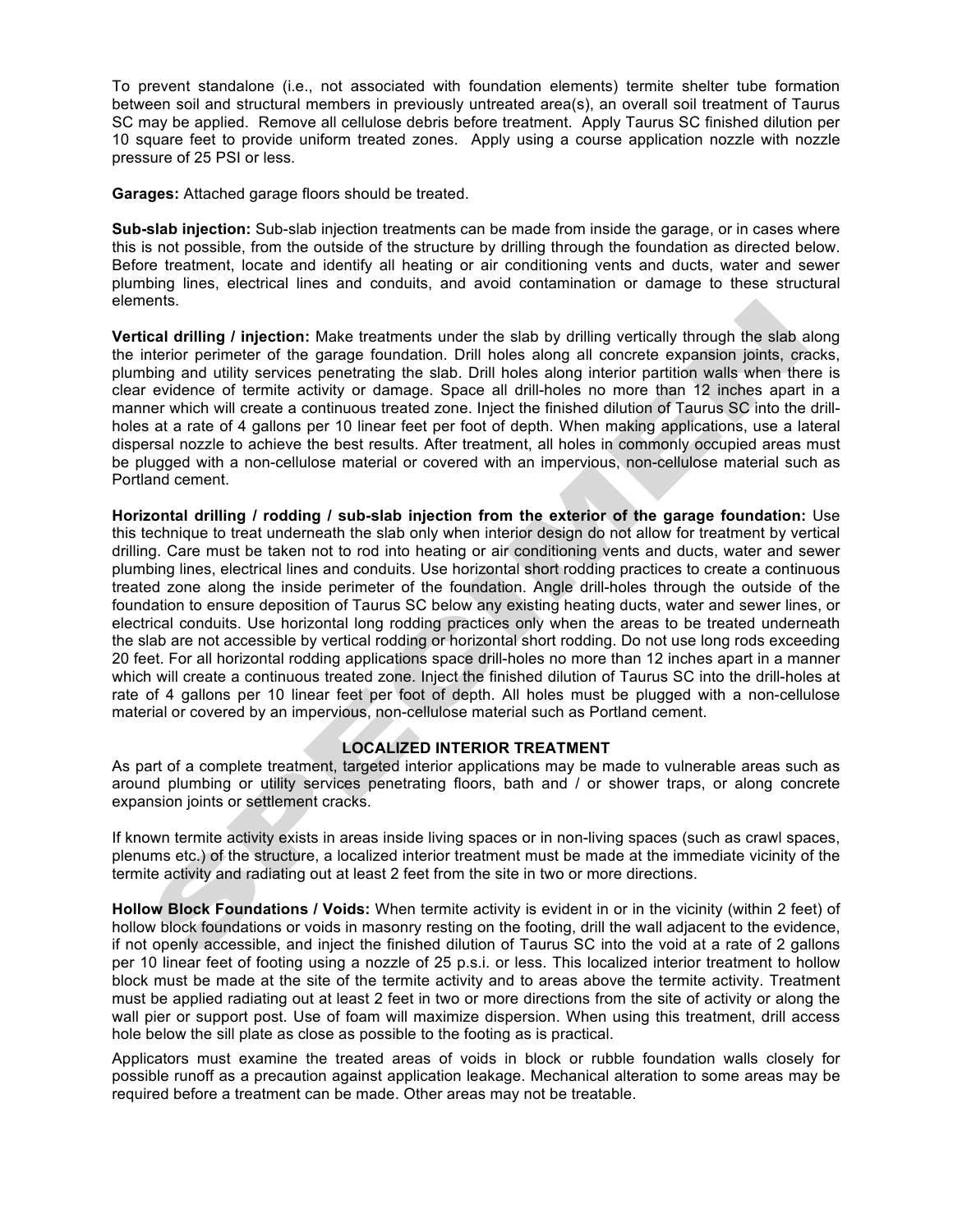To prevent standalone (i.e., not associated with foundation elements) termite shelter tube formation between soil and structural members in previously untreated area(s), an overall soil treatment of Taurus SC may be applied. Remove all cellulose debris before treatment. Apply Taurus SC finished dilution per 10 square feet to provide uniform treated zones. Apply using a course application nozzle with nozzle pressure of 25 PSI or less.

**Garages:** Attached garage floors should be treated.

**Sub-slab injection:** Sub-slab injection treatments can be made from inside the garage, or in cases where this is not possible, from the outside of the structure by drilling through the foundation as directed below. Before treatment, locate and identify all heating or air conditioning vents and ducts, water and sewer plumbing lines, electrical lines and conduits, and avoid contamination or damage to these structural elements.

**Vertical drilling / injection:** Make treatments under the slab by drilling vertically through the slab along the interior perimeter of the garage foundation. Drill holes along all concrete expansion joints, cracks, plumbing and utility services penetrating the slab. Drill holes along interior partition walls when there is clear evidence of termite activity or damage. Space all drill-holes no more than 12 inches apart in a manner which will create a continuous treated zone. Inject the finished dilution of Taurus SC into the drill-holes at a rate of 4 gallons per 10 linear feet per foot of depth. When making applications, use a lateral dispersal nozzle to achieve the best results. After treatment, all holes in commonly occupied areas must be plugged with a non-cellulose material or covered with an impervious, non-cellulose material such as Portland cement.

**Horizontal drilling / rodding / sub-slab injection from the exterior of the garage foundation:** Use this technique to treat underneath the slab only when interior design do not allow for treatment by vertical drilling. Care must be taken not to rod into heating or air conditioning vents and ducts, water and sewer plumbing lines, electrical lines and conduits. Use horizontal short rodding practices to create a continuous treated zone along the inside perimeter of the foundation. Angle drill-holes through the outside of the foundation to ensure deposition of Taurus SC below any existing heating ducts, water and sewer lines, or electrical conduits. Use horizontal long rodding practices only when the areas to be treated underneath the slab are not accessible by vertical rodding or horizontal short rodding. Do not use long rods exceeding 20 feet. For all horizontal rodding applications space drill-holes no more than 12 inches apart in a manner which will create a continuous treated zone. Inject the finished dilution of Taurus SC into the drill-holes at rate of 4 gallons per 10 linear feet per foot of depth. All holes must be plugged with a non-cellulose material or covered by an impervious, non-cellulose material such as Portland cement.

## LOCALIZED INTERIOR TREATMENT

As part of a complete treatment, targeted interior applications may be made to vulnerable areas such as around plumbing or utility services penetrating floors, bath and / or shower traps, or along concrete expansion joints or settlement cracks.

If known termite activity exists in areas inside living spaces or in non-living spaces (such as crawl spaces, plenums etc.) of the structure, a localized interior treatment must be made at the immediate vicinity of the termite activity and radiating out at least 2 feet from the site in two or more directions.

**Hollow Block Foundations / Voids:** When termite activity is evident in or in the vicinity (within 2 feet) of hollow block foundations or voids in masonry resting on the footing, drill the wall adjacent to the evidence, if not openly accessible, and inject the finished dilution of Taurus SC into the void at a rate of 2 gallons per 10 linear feet of footing using a nozzle of 25 p.s.i. or less. This localized interior treatment to hollow block must be made at the site of the termite activity and to areas above the termite activity. Treatment must be applied radiating out at least 2 feet in two or more directions from the site of activity or along the wall pier or support post. Use of foam will maximize dispersion. When using this treatment, drill access hole below the sill plate as close as possible to the footing as is practical.

Applicators must examine the treated areas of voids in block or rubble foundation walls closely for possible runoff as a precaution against application leakage. Mechanical alteration to some areas may be required before a treatment can be made. Other areas may not be treatable.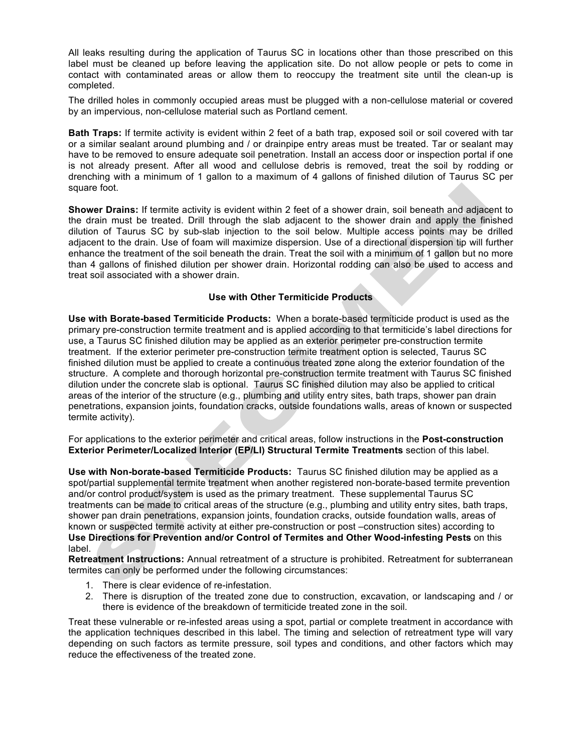All leaks resulting during the application of Taurus SC in locations other than those prescribed on this label must be cleaned up before leaving the application site. Do not allow people or pets to come in contact with contaminated areas or allow them to reoccupy the treatment site until the clean-up is completed.

The drilled holes in commonly occupied areas must be plugged with a non-cellulose material or covered by an impervious, non-cellulose material such as Portland cement.

**Bath Traps:** If termite activity is evident within 2 feet of a bath trap, exposed soil or soil covered with tar or a similar sealant around plumbing and / or drainpipe entry areas must be treated. Tar or sealant may have to be removed to ensure adequate soil penetration. Install an access door or inspection portal if one is not already present. After all wood and cellulose debris is removed, treat the soil by rodding or drenching with a minimum of 1 gallon to a maximum of 4 gallons of finished dilution of Taurus SC per square foot.

**Shower Drains:** If termite activity is evident within 2 feet of a shower drain, soil beneath and adjacent to the drain must be treated. Drill through the slab adjacent to the shower drain and apply the finished dilution of Taurus SC by sub-slab injection to the soil below. Multiple access points may be drilled adjacent to the drain. Use of foam will maximize dispersion. Use of a directional dispersion tip will further enhance the treatment of the soil beneath the drain. Treat the soil with a minimum of 1 gallon but no more than 4 gallons of finished dilution per shower drain. Horizontal rodding can also be used to access and treat soil associated with a shower drain.

## Use with Other Termiticide Products

**Use with Borate-based Termiticide Products:** When a borate-based termiticide product is used as the primary pre-construction termite treatment and is applied according to that termiticide's label directions for use, a Taurus SC finished dilution may be applied as an exterior perimeter pre-construction termite treatment. If the exterior perimeter pre-construction termite treatment option is selected, Taurus SC finished dilution must be applied to create a continuous treated zone along the exterior foundation of the structure. A complete and thorough horizontal pre-construction termite treatment with Taurus SC finished dilution under the concrete slab is optional. Taurus SC finished dilution may also be applied to critical areas of the interior of the structure (e.g., plumbing and utility entry sites, bath traps, shower pan drain penetrations, expansion joints, foundation cracks, outside foundations walls, areas of known or suspected termite activity).

For applications to the exterior perimeter and critical areas, follow instructions in the **Post-construction Exterior Perimeter/Localized Interior (EP/LI) Structural Termite Treatments** section of this label.

**Use with Non-borate-based Termiticide Products:** Taurus SC finished dilution may be applied as a spot/partial supplemental termite treatment when another registered non-borate-based termite prevention and/or control product/system is used as the primary treatment. These supplemental Taurus SC treatments can be made to critical areas of the structure (e.g., plumbing and utility entry sites, bath traps, shower pan drain penetrations, expansion joints, foundation cracks, outside foundation walls, areas of known or suspected termite activity at either pre-construction or post –construction sites) according to **Use Directions for Prevention and/or Control of Termites and Other Wood-infesting Pests** on this label.

**Retreatment Instructions:** Annual retreatment of a structure is prohibited. Retreatment for subterranean termites can only be performed under the following circumstances:

1. There is clear evidence of re-infestation.
2. There is disruption of the treated zone due to construction, excavation, or landscaping and / or there is evidence of the breakdown of termiticide treated zone in the soil.

Treat these vulnerable or re-infested areas using a spot, partial or complete treatment in accordance with the application techniques described in this label. The timing and selection of retreatment type will vary depending on such factors as termite pressure, soil types and conditions, and other factors which may reduce the effectiveness of the treated zone.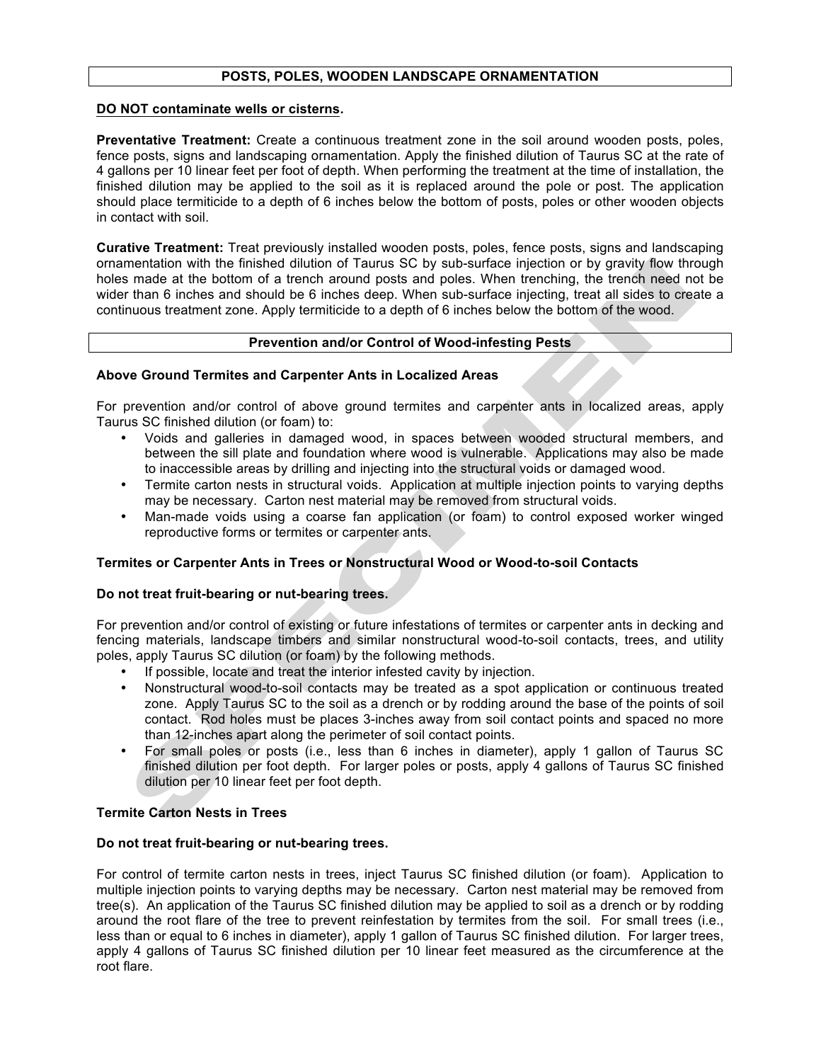## POSTS, POLES, WOODEN LANDSCAPE ORNAMENTATION

**DO NOT contaminate wells or cisterns.**

**Preventative Treatment:** Create a continuous treatment zone in the soil around wooden posts, poles, fence posts, signs and landscaping ornamentation. Apply the finished dilution of Taurus SC at the rate of 4 gallons per 10 linear feet per foot of depth. When performing the treatment at the time of installation, the finished dilution may be applied to the soil as it is replaced around the pole or post. The application should place termiticide to a depth of 6 inches below the bottom of posts, poles or other wooden objects in contact with soil.

**Curative Treatment:** Treat previously installed wooden posts, poles, fence posts, signs and landscaping ornamentation with the finished dilution of Taurus SC by sub-surface injection or by gravity flow through holes made at the bottom of a trench around posts and poles. When trenching, the trench need not be wider than 6 inches and should be 6 inches deep. When sub-surface injecting, treat all sides to create a continuous treatment zone. Apply termiticide to a depth of 6 inches below the bottom of the wood.

## Prevention and/or Control of Wood-infesting Pests

### Above Ground Termites and Carpenter Ants in Localized Areas

For prevention and/or control of above ground termites and carpenter ants in localized areas, apply Taurus SC finished dilution (or foam) to:

- Voids and galleries in damaged wood, in spaces between wooded structural members, and between the sill plate and foundation where wood is vulnerable. Applications may also be made to inaccessible areas by drilling and injecting into the structural voids or damaged wood.
- Termite carton nests in structural voids. Application at multiple injection points to varying depths may be necessary. Carton nest material may be removed from structural voids.
- Man-made voids using a coarse fan application (or foam) to control exposed worker winged reproductive forms or termites or carpenter ants.

### Termites or Carpenter Ants in Trees or Nonstructural Wood or Wood-to-soil Contacts

**Do not treat fruit-bearing or nut-bearing trees.**

For prevention and/or control of existing or future infestations of termites or carpenter ants in decking and fencing materials, landscape timbers and similar nonstructural wood-to-soil contacts, trees, and utility poles, apply Taurus SC dilution (or foam) by the following methods.

- If possible, locate and treat the interior infested cavity by injection.
- Nonstructural wood-to-soil contacts may be treated as a spot application or continuous treated zone. Apply Taurus SC to the soil as a drench or by rodding around the base of the points of soil contact. Rod holes must be places 3-inches away from soil contact points and spaced no more than 12-inches apart along the perimeter of soil contact points.
- For small poles or posts (i.e., less than 6 inches in diameter), apply 1 gallon of Taurus SC finished dilution per foot depth. For larger poles or posts, apply 4 gallons of Taurus SC finished dilution per 10 linear feet per foot depth.

### Termite Carton Nests in Trees

**Do not treat fruit-bearing or nut-bearing trees.**

For control of termite carton nests in trees, inject Taurus SC finished dilution (or foam). Application to multiple injection points to varying depths may be necessary. Carton nest material may be removed from tree(s). An application of the Taurus SC finished dilution may be applied to soil as a drench or by rodding around the root flare of the tree to prevent reinfestation by termites from the soil. For small trees (i.e., less than or equal to 6 inches in diameter), apply 1 gallon of Taurus SC finished dilution. For larger trees, apply 4 gallons of Taurus SC finished dilution per 10 linear feet measured as the circumference at the root flare.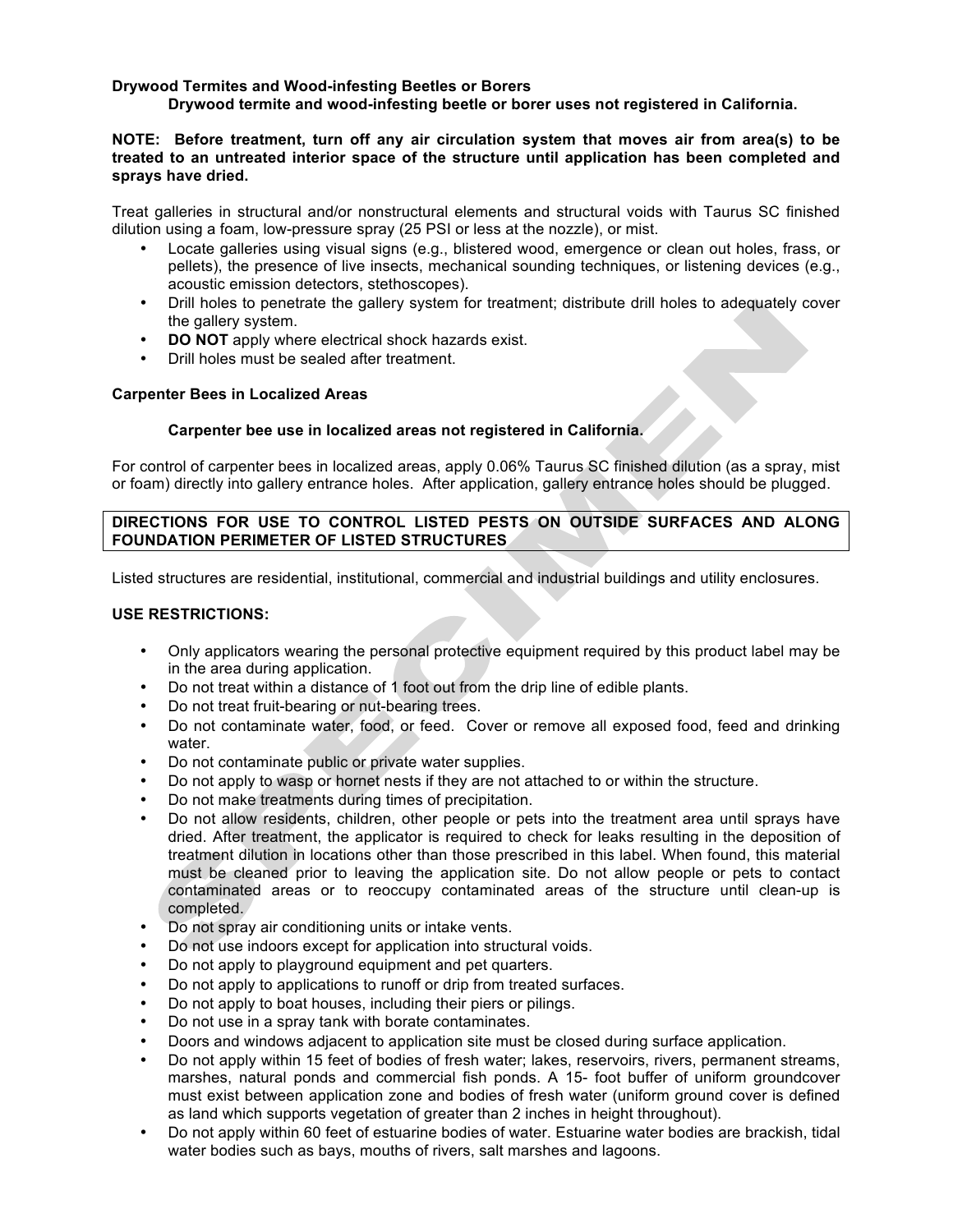**Drywood Termites and Wood-infesting Beetles or Borers**

**Drywood termite and wood-infesting beetle or borer uses not registered in California.**

**NOTE: Before treatment, turn off any air circulation system that moves air from area(s) to be treated to an untreated interior space of the structure until application has been completed and sprays have dried.**

Treat galleries in structural and/or nonstructural elements and structural voids with Taurus SC finished dilution using a foam, low-pressure spray (25 PSI or less at the nozzle), or mist.

- Locate galleries using visual signs (e.g., blistered wood, emergence or clean out holes, frass, or pellets), the presence of live insects, mechanical sounding techniques, or listening devices (e.g., acoustic emission detectors, stethoscopes).
- Drill holes to penetrate the gallery system for treatment; distribute drill holes to adequately cover the gallery system.
- **DO NOT** apply where electrical shock hazards exist.
- Drill holes must be sealed after treatment.

**Carpenter Bees in Localized Areas**

**Carpenter bee use in localized areas not registered in California.**

For control of carpenter bees in localized areas, apply 0.06% Taurus SC finished dilution (as a spray, mist or foam) directly into gallery entrance holes. After application, gallery entrance holes should be plugged.

**DIRECTIONS FOR USE TO CONTROL LISTED PESTS ON OUTSIDE SURFACES AND ALONG FOUNDATION PERIMETER OF LISTED STRUCTURES**

Listed structures are residential, institutional, commercial and industrial buildings and utility enclosures.

**USE RESTRICTIONS:**

- Only applicators wearing the personal protective equipment required by this product label may be in the area during application.
- Do not treat within a distance of 1 foot out from the drip line of edible plants.
- Do not treat fruit-bearing or nut-bearing trees.
- Do not contaminate water, food, or feed. Cover or remove all exposed food, feed and drinking water.
- Do not contaminate public or private water supplies.
- Do not apply to wasp or hornet nests if they are not attached to or within the structure.
- Do not make treatments during times of precipitation.
- Do not allow residents, children, other people or pets into the treatment area until sprays have dried. After treatment, the applicator is required to check for leaks resulting in the deposition of treatment dilution in locations other than those prescribed in this label. When found, this material must be cleaned prior to leaving the application site. Do not allow people or pets to contact contaminated areas or to reoccupy contaminated areas of the structure until clean-up is completed.
- Do not spray air conditioning units or intake vents.
- Do not use indoors except for application into structural voids.
- Do not apply to playground equipment and pet quarters.
- Do not apply to applications to runoff or drip from treated surfaces.
- Do not apply to boat houses, including their piers or pilings.
- Do not use in a spray tank with borate contaminates.
- Doors and windows adjacent to application site must be closed during surface application.
- Do not apply within 15 feet of bodies of fresh water; lakes, reservoirs, rivers, permanent streams, marshes, natural ponds and commercial fish ponds. A 15- foot buffer of uniform groundcover must exist between application zone and bodies of fresh water (uniform ground cover is defined as land which supports vegetation of greater than 2 inches in height throughout).
- Do not apply within 60 feet of estuarine bodies of water. Estuarine water bodies are brackish, tidal water bodies such as bays, mouths of rivers, salt marshes and lagoons.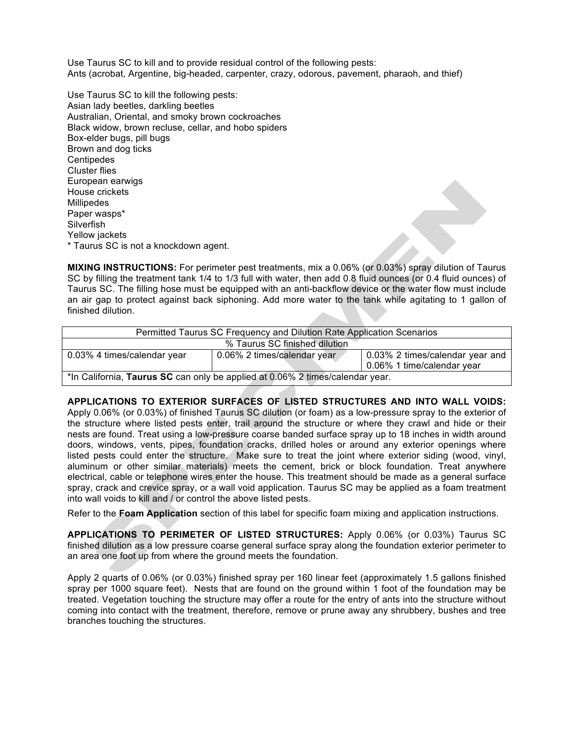Use Taurus SC to kill and to provide residual control of the following pests:
Ants (acrobat, Argentine, big-headed, carpenter, crazy, odorous, pavement, pharaoh, and thief)

Use Taurus SC to kill the following pests:
Asian lady beetles, darkling beetles
Australian, Oriental, and smoky brown cockroaches
Black widow, brown recluse, cellar, and hobo spiders
Box-elder bugs, pill bugs
Brown and dog ticks
Centipedes
Cluster flies
European earwigs
House crickets
Millipedes
Paper wasps*
Silverfish
Yellow jackets
* Taurus SC is not a knockdown agent.

**MIXING INSTRUCTIONS:** For perimeter pest treatments, mix a 0.06% (or 0.03%) spray dilution of Taurus SC by filling the treatment tank 1/4 to 1/3 full with water, then add 0.8 fluid ounces (or 0.4 fluid ounces) of Taurus SC. The filling hose must be equipped with an anti-backflow device or the water flow must include an air gap to protect against back siphoning. Add more water to the tank while agitating to 1 gallon of finished dilution.

| Permitted Taurus SC Frequency and Dilution Rate Application Scenarios | | |
|---|---|---|
| % Taurus SC finished dilution | | |
| 0.03% 4 times/calendar year | 0.06% 2 times/calendar year | 0.03% 2 times/calendar year and 0.06% 1 time/calendar year |
| *In California, **Taurus SC** can only be applied at 0.06% 2 times/calendar year. | | |

**APPLICATIONS TO EXTERIOR SURFACES OF LISTED STRUCTURES AND INTO WALL VOIDS:** Apply 0.06% (or 0.03%) of finished Taurus SC dilution (or foam) as a low-pressure spray to the exterior of the structure where listed pests enter, trail around the structure or where they crawl and hide or their nests are found. Treat using a low-pressure coarse banded surface spray up to 18 inches in width around doors, windows, vents, pipes, foundation cracks, drilled holes or around any exterior openings where listed pests could enter the structure. Make sure to treat the joint where exterior siding (wood, vinyl, aluminum or other similar materials) meets the cement, brick or block foundation. Treat anywhere electrical, cable or telephone wires enter the house. This treatment should be made as a general surface spray, crack and crevice spray, or a wall void application. Taurus SC may be applied as a foam treatment into wall voids to kill and / or control the above listed pests.

Refer to the **Foam Application** section of this label for specific foam mixing and application instructions.

**APPLICATIONS TO PERIMETER OF LISTED STRUCTURES:** Apply 0.06% (or 0.03%) Taurus SC finished dilution as a low pressure coarse general surface spray along the foundation exterior perimeter to an area one foot up from where the ground meets the foundation.

Apply 2 quarts of 0.06% (or 0.03%) finished spray per 160 linear feet (approximately 1.5 gallons finished spray per 1000 square feet). Nests that are found on the ground within 1 foot of the foundation may be treated. Vegetation touching the structure may offer a route for the entry of ants into the structure without coming into contact with the treatment, therefore, remove or prune away any shrubbery, bushes and tree branches touching the structures.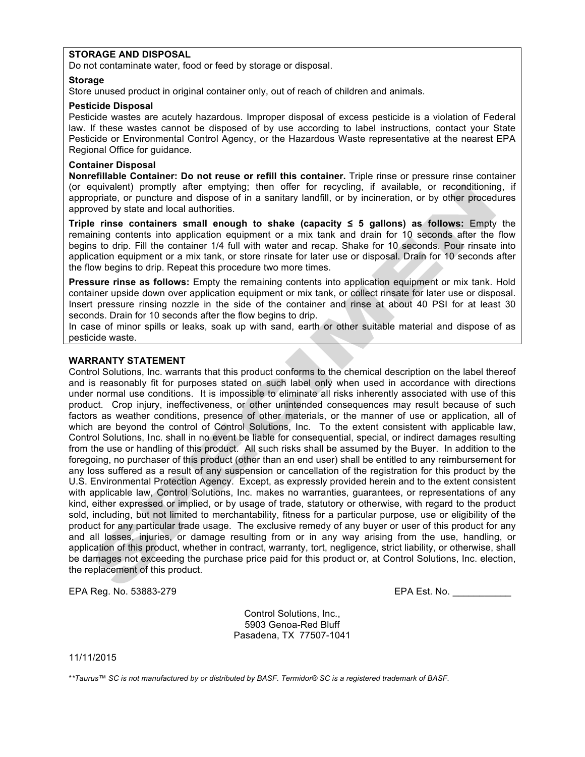**STORAGE AND DISPOSAL**

Do not contaminate water, food or feed by storage or disposal.

**Storage**

Store unused product in original container only, out of reach of children and animals.

**Pesticide Disposal**

Pesticide wastes are acutely hazardous. Improper disposal of excess pesticide is a violation of Federal law. If these wastes cannot be disposed of by use according to label instructions, contact your State Pesticide or Environmental Control Agency, or the Hazardous Waste representative at the nearest EPA Regional Office for guidance.

**Container Disposal**

**Nonrefillable Container: Do not reuse or refill this container.** Triple rinse or pressure rinse container (or equivalent) promptly after emptying; then offer for recycling, if available, or reconditioning, if appropriate, or puncture and dispose of in a sanitary landfill, or by incineration, or by other procedures approved by state and local authorities.

**Triple rinse containers small enough to shake (capacity ≤ 5 gallons) as follows:** Empty the remaining contents into application equipment or a mix tank and drain for 10 seconds after the flow begins to drip. Fill the container 1/4 full with water and recap. Shake for 10 seconds. Pour rinsate into application equipment or a mix tank, or store rinsate for later use or disposal. Drain for 10 seconds after the flow begins to drip. Repeat this procedure two more times.

**Pressure rinse as follows:** Empty the remaining contents into application equipment or mix tank. Hold container upside down over application equipment or mix tank, or collect rinsate for later use or disposal. Insert pressure rinsing nozzle in the side of the container and rinse at about 40 PSI for at least 30 seconds. Drain for 10 seconds after the flow begins to drip.

In case of minor spills or leaks, soak up with sand, earth or other suitable material and dispose of as pesticide waste.

**WARRANTY STATEMENT**

Control Solutions, Inc. warrants that this product conforms to the chemical description on the label thereof and is reasonably fit for purposes stated on such label only when used in accordance with directions under normal use conditions. It is impossible to eliminate all risks inherently associated with use of this product. Crop injury, ineffectiveness, or other unintended consequences may result because of such factors as weather conditions, presence of other materials, or the manner of use or application, all of which are beyond the control of Control Solutions, Inc. To the extent consistent with applicable law, Control Solutions, Inc. shall in no event be liable for consequential, special, or indirect damages resulting from the use or handling of this product. All such risks shall be assumed by the Buyer. In addition to the foregoing, no purchaser of this product (other than an end user) shall be entitled to any reimbursement for any loss suffered as a result of any suspension or cancellation of the registration for this product by the U.S. Environmental Protection Agency. Except, as expressly provided herein and to the extent consistent with applicable law, Control Solutions, Inc. makes no warranties, guarantees, or representations of any kind, either expressed or implied, or by usage of trade, statutory or otherwise, with regard to the product sold, including, but not limited to merchantability, fitness for a particular purpose, use or eligibility of the product for any particular trade usage. The exclusive remedy of any buyer or user of this product for any and all losses, injuries, or damage resulting from or in any way arising from the use, handling, or application of this product, whether in contract, warranty, tort, negligence, strict liability, or otherwise, shall be damages not exceeding the purchase price paid for this product or, at Control Solutions, Inc. election, the replacement of this product.

EPA Reg. No. 53883-279

EPA Est. No. ___________

Control Solutions, Inc.,
5903 Genoa-Red Bluff
Pasadena, TX 77507-1041

11/11/2015

*\*\*Taurus™ SC is not manufactured by or distributed by BASF. Termidor® SC is a registered trademark of BASF.*